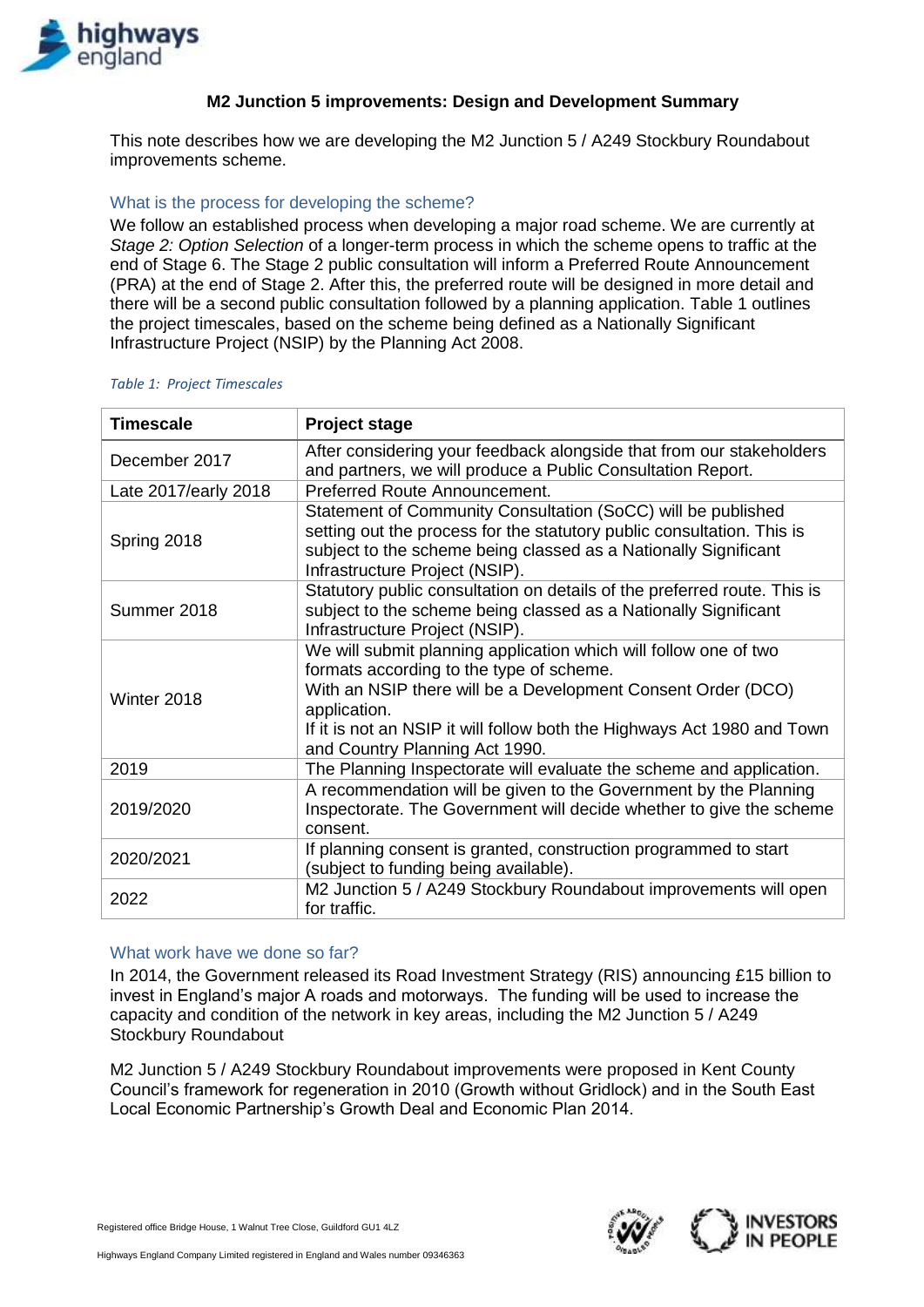# M2 Junction 5 improvements: Design and Development Summary

This note describes how we are developing the M2 Junction 5 / A249 Stockbury Roundabout improvements scheme.

## What is the process for developing the scheme?

We follow an established process when developing a major road scheme. We are currently at *Stage 2: Option Selection* of a longer-term process in which the scheme opens to traffic at the end of Stage 6. The Stage 2 public consultation will inform a Preferred Route Announcement (PRA) at the end of Stage 2. After this, the preferred route will be designed in more detail and there will be a second public consultation followed by a planning application. Table 1 outlines the project timescales, based on the scheme being defined as a Nationally Significant Infrastructure Project (NSIP) by the Planning Act 2008.

*Table 1: Project Timescales*

| Timescale | Project stage |
|---|---|
| December 2017 | After considering your feedback alongside that from our stakeholders and partners, we will produce a Public Consultation Report. |
| Late 2017/early 2018 | Preferred Route Announcement. |
| Spring 2018 | Statement of Community Consultation (SoCC) will be published setting out the process for the statutory public consultation. This is subject to the scheme being classed as a Nationally Significant Infrastructure Project (NSIP). |
| Summer 2018 | Statutory public consultation on details of the preferred route. This is subject to the scheme being classed as a Nationally Significant Infrastructure Project (NSIP). |
| Winter 2018 | We will submit planning application which will follow one of two formats according to the type of scheme.<br>With an NSIP there will be a Development Consent Order (DCO) application.<br>If it is not an NSIP it will follow both the Highways Act 1980 and Town and Country Planning Act 1990. |
| 2019 | The Planning Inspectorate will evaluate the scheme and application. |
| 2019/2020 | A recommendation will be given to the Government by the Planning Inspectorate. The Government will decide whether to give the scheme consent. |
| 2020/2021 | If planning consent is granted, construction programmed to start (subject to funding being available). |
| 2022 | M2 Junction 5 / A249 Stockbury Roundabout improvements will open for traffic. |

## What work have we done so far?

In 2014, the Government released its Road Investment Strategy (RIS) announcing £15 billion to invest in England's major A roads and motorways. The funding will be used to increase the capacity and condition of the network in key areas, including the M2 Junction 5 / A249 Stockbury Roundabout

M2 Junction 5 / A249 Stockbury Roundabout improvements were proposed in Kent County Council's framework for regeneration in 2010 (Growth without Gridlock) and in the South East Local Economic Partnership's Growth Deal and Economic Plan 2014.

Registered office Bridge House, 1 Walnut Tree Close, Guildford GU1 4LZ

Highways England Company Limited registered in England and Wales number 09346363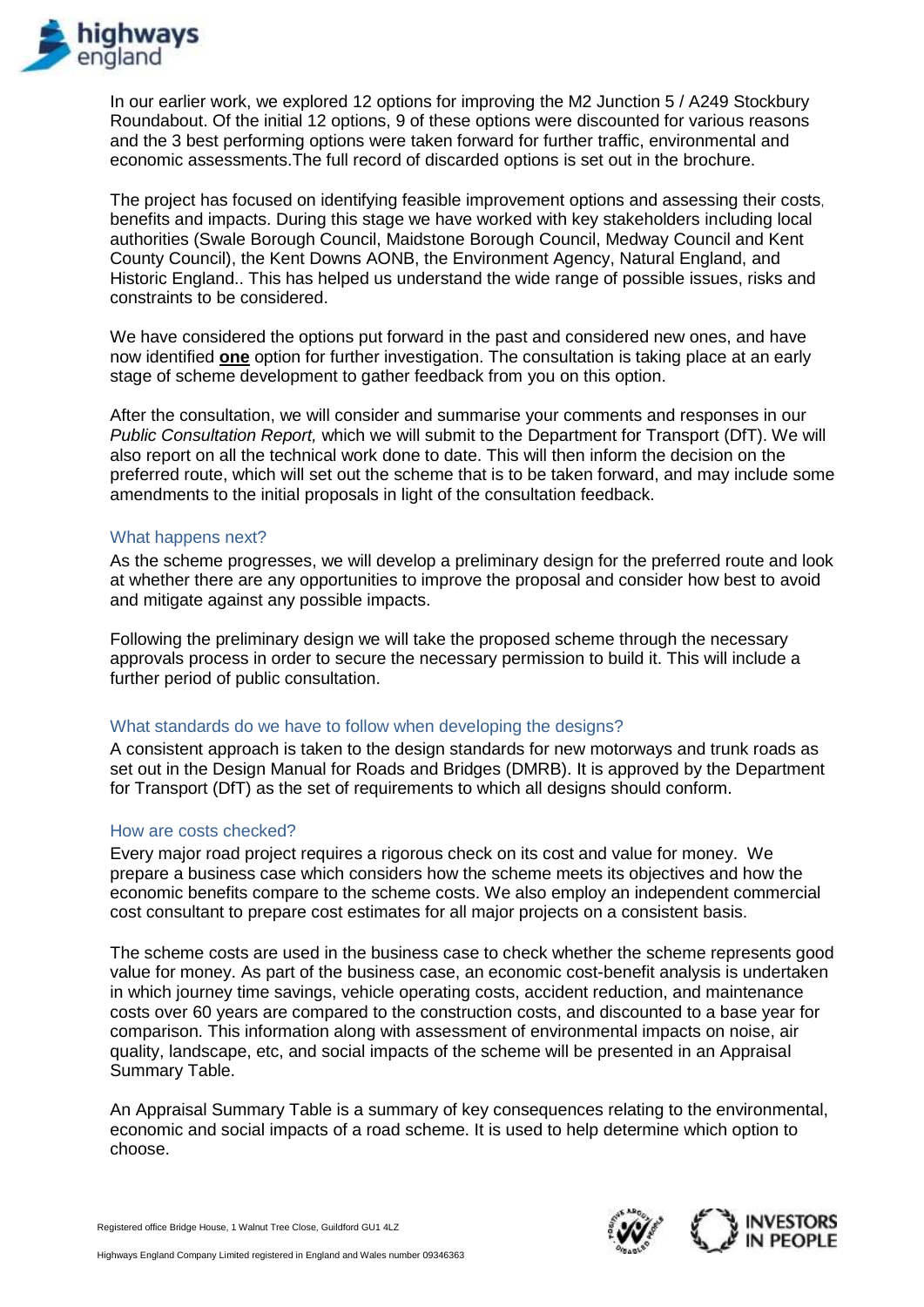In our earlier work, we explored 12 options for improving the M2 Junction 5 / A249 Stockbury Roundabout. Of the initial 12 options, 9 of these options were discounted for various reasons and the 3 best performing options were taken forward for further traffic, environmental and economic assessments.The full record of discarded options is set out in the brochure.

The project has focused on identifying feasible improvement options and assessing their costs, benefits and impacts. During this stage we have worked with key stakeholders including local authorities (Swale Borough Council, Maidstone Borough Council, Medway Council and Kent County Council), the Kent Downs AONB, the Environment Agency, Natural England, and Historic England.. This has helped us understand the wide range of possible issues, risks and constraints to be considered.

We have considered the options put forward in the past and considered new ones, and have now identified **one** option for further investigation. The consultation is taking place at an early stage of scheme development to gather feedback from you on this option.

After the consultation, we will consider and summarise your comments and responses in our *Public Consultation Report,* which we will submit to the Department for Transport (DfT). We will also report on all the technical work done to date. This will then inform the decision on the preferred route, which will set out the scheme that is to be taken forward, and may include some amendments to the initial proposals in light of the consultation feedback.

## What happens next?

As the scheme progresses, we will develop a preliminary design for the preferred route and look at whether there are any opportunities to improve the proposal and consider how best to avoid and mitigate against any possible impacts.

Following the preliminary design we will take the proposed scheme through the necessary approvals process in order to secure the necessary permission to build it. This will include a further period of public consultation.

## What standards do we have to follow when developing the designs?

A consistent approach is taken to the design standards for new motorways and trunk roads as set out in the Design Manual for Roads and Bridges (DMRB). It is approved by the Department for Transport (DfT) as the set of requirements to which all designs should conform.

## How are costs checked?

Every major road project requires a rigorous check on its cost and value for money. We prepare a business case which considers how the scheme meets its objectives and how the economic benefits compare to the scheme costs. We also employ an independent commercial cost consultant to prepare cost estimates for all major projects on a consistent basis.

The scheme costs are used in the business case to check whether the scheme represents good value for money. As part of the business case, an economic cost-benefit analysis is undertaken in which journey time savings, vehicle operating costs, accident reduction, and maintenance costs over 60 years are compared to the construction costs, and discounted to a base year for comparison. This information along with assessment of environmental impacts on noise, air quality, landscape, etc, and social impacts of the scheme will be presented in an Appraisal Summary Table.

An Appraisal Summary Table is a summary of key consequences relating to the environmental, economic and social impacts of a road scheme. It is used to help determine which option to choose.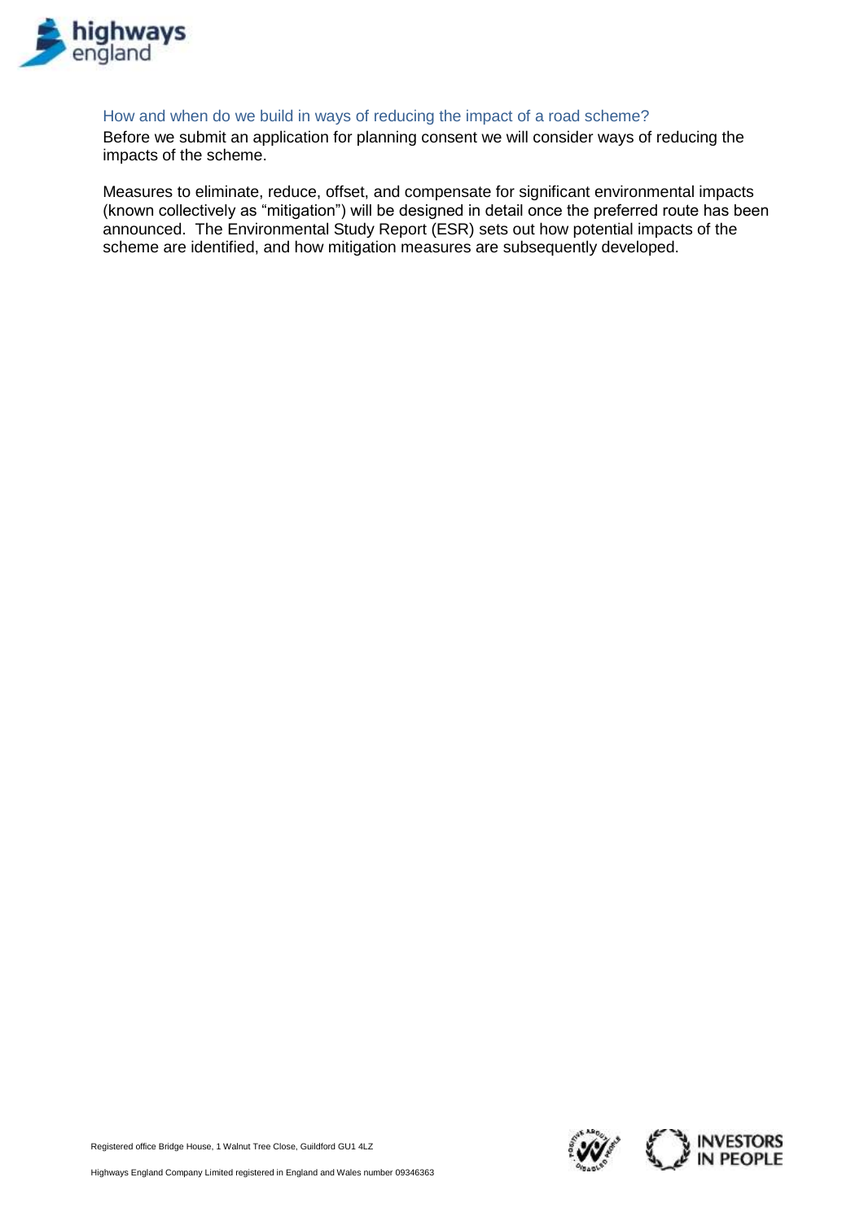### How and when do we build in ways of reducing the impact of a road scheme?

Before we submit an application for planning consent we will consider ways of reducing the impacts of the scheme.

Measures to eliminate, reduce, offset, and compensate for significant environmental impacts (known collectively as "mitigation") will be designed in detail once the preferred route has been announced. The Environmental Study Report (ESR) sets out how potential impacts of the scheme are identified, and how mitigation measures are subsequently developed.